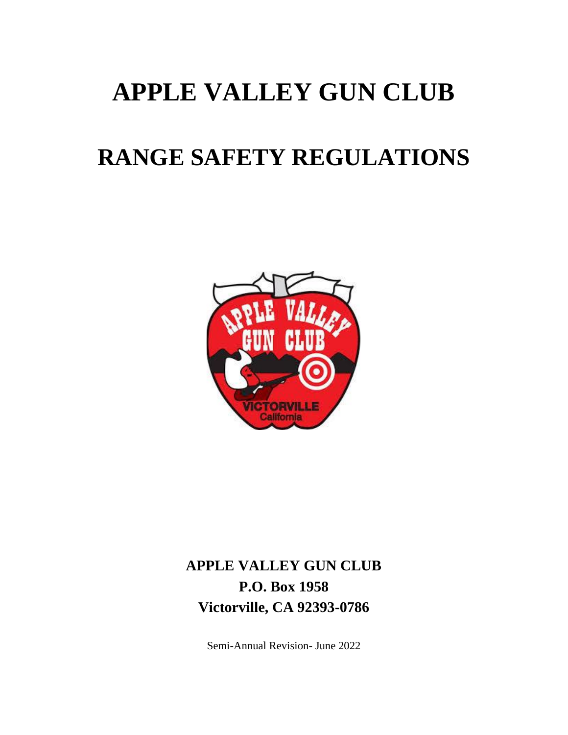# APPLE VALLEY GUN CLUB

# RANGE SAFETY REGULATIONS

**APPLE VALLEY GUN CLUB**
**P.O. Box 1958**
**Victorville, CA 92393-0786**

Semi-Annual Revision- June 2022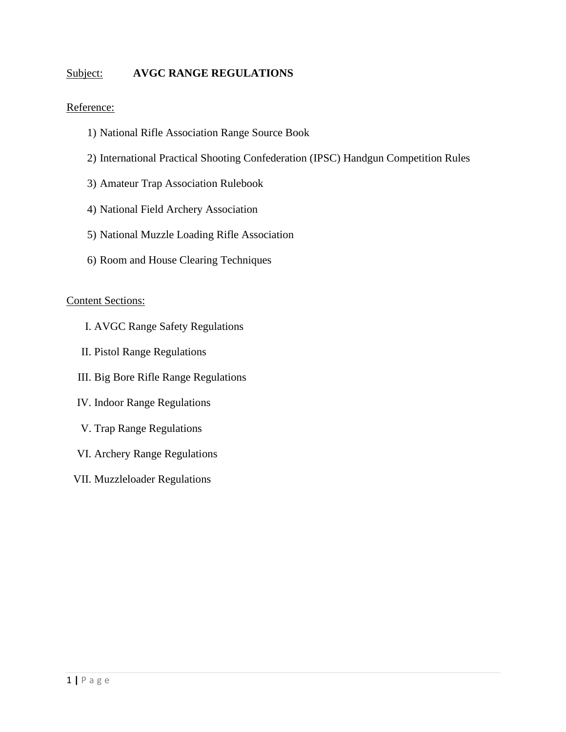Subject: **AVGC RANGE REGULATIONS**

Reference:

1) National Rifle Association Range Source Book
2) International Practical Shooting Confederation (IPSC) Handgun Competition Rules
3) Amateur Trap Association Rulebook
4) National Field Archery Association
5) National Muzzle Loading Rifle Association
6) Room and House Clearing Techniques

Content Sections:

I. AVGC Range Safety Regulations

II. Pistol Range Regulations

III. Big Bore Rifle Range Regulations

IV. Indoor Range Regulations

V. Trap Range Regulations

VI. Archery Range Regulations

VII. Muzzleloader Regulations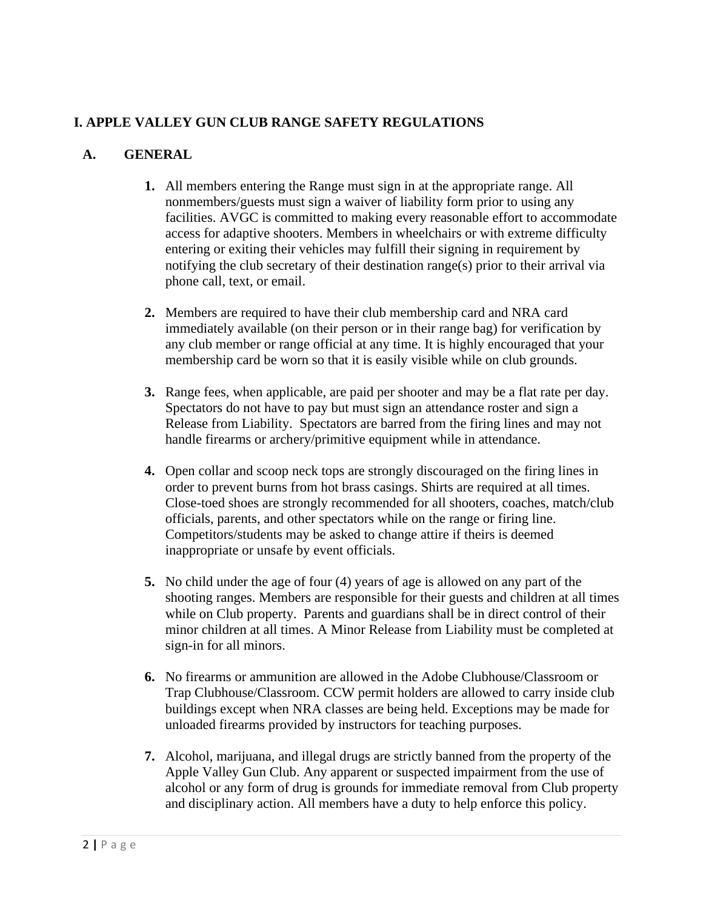# I. APPLE VALLEY GUN CLUB RANGE SAFETY REGULATIONS

## A. GENERAL

1. All members entering the Range must sign in at the appropriate range. All nonmembers/guests must sign a waiver of liability form prior to using any facilities. AVGC is committed to making every reasonable effort to accommodate access for adaptive shooters. Members in wheelchairs or with extreme difficulty entering or exiting their vehicles may fulfill their signing in requirement by notifying the club secretary of their destination range(s) prior to their arrival via phone call, text, or email.

2. Members are required to have their club membership card and NRA card immediately available (on their person or in their range bag) for verification by any club member or range official at any time. It is highly encouraged that your membership card be worn so that it is easily visible while on club grounds.

3. Range fees, when applicable, are paid per shooter and may be a flat rate per day. Spectators do not have to pay but must sign an attendance roster and sign a Release from Liability. Spectators are barred from the firing lines and may not handle firearms or archery/primitive equipment while in attendance.

4. Open collar and scoop neck tops are strongly discouraged on the firing lines in order to prevent burns from hot brass casings. Shirts are required at all times. Close-toed shoes are strongly recommended for all shooters, coaches, match/club officials, parents, and other spectators while on the range or firing line. Competitors/students may be asked to change attire if theirs is deemed inappropriate or unsafe by event officials.

5. No child under the age of four (4) years of age is allowed on any part of the shooting ranges. Members are responsible for their guests and children at all times while on Club property. Parents and guardians shall be in direct control of their minor children at all times. A Minor Release from Liability must be completed at sign-in for all minors.

6. No firearms or ammunition are allowed in the Adobe Clubhouse/Classroom or Trap Clubhouse/Classroom. CCW permit holders are allowed to carry inside club buildings except when NRA classes are being held. Exceptions may be made for unloaded firearms provided by instructors for teaching purposes.

7. Alcohol, marijuana, and illegal drugs are strictly banned from the property of the Apple Valley Gun Club. Any apparent or suspected impairment from the use of alcohol or any form of drug is grounds for immediate removal from Club property and disciplinary action. All members have a duty to help enforce this policy.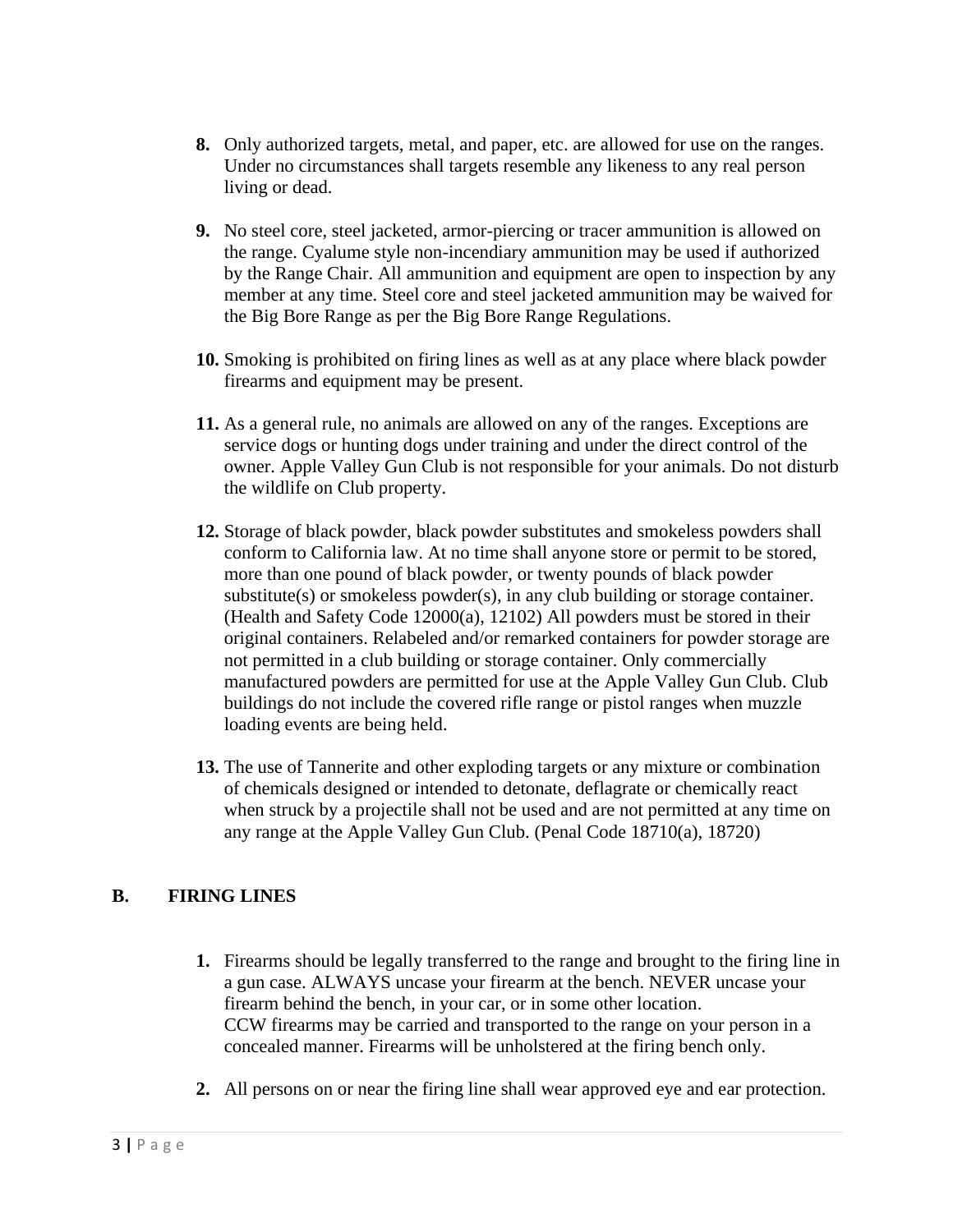8. Only authorized targets, metal, and paper, etc. are allowed for use on the ranges. Under no circumstances shall targets resemble any likeness to any real person living or dead.

9. No steel core, steel jacketed, armor-piercing or tracer ammunition is allowed on the range. Cyalume style non-incendiary ammunition may be used if authorized by the Range Chair. All ammunition and equipment are open to inspection by any member at any time. Steel core and steel jacketed ammunition may be waived for the Big Bore Range as per the Big Bore Range Regulations.

10. Smoking is prohibited on firing lines as well as at any place where black powder firearms and equipment may be present.

11. As a general rule, no animals are allowed on any of the ranges. Exceptions are service dogs or hunting dogs under training and under the direct control of the owner. Apple Valley Gun Club is not responsible for your animals. Do not disturb the wildlife on Club property.

12. Storage of black powder, black powder substitutes and smokeless powders shall conform to California law. At no time shall anyone store or permit to be stored, more than one pound of black powder, or twenty pounds of black powder substitute(s) or smokeless powder(s), in any club building or storage container. (Health and Safety Code 12000(a), 12102) All powders must be stored in their original containers. Relabeled and/or remarked containers for powder storage are not permitted in a club building or storage container. Only commercially manufactured powders are permitted for use at the Apple Valley Gun Club. Club buildings do not include the covered rifle range or pistol ranges when muzzle loading events are being held.

13. The use of Tannerite and other exploding targets or any mixture or combination of chemicals designed or intended to detonate, deflagrate or chemically react when struck by a projectile shall not be used and are not permitted at any time on any range at the Apple Valley Gun Club. (Penal Code 18710(a), 18720)

## B. FIRING LINES

1. Firearms should be legally transferred to the range and brought to the firing line in a gun case. ALWAYS uncase your firearm at the bench. NEVER uncase your firearm behind the bench, in your car, or in some other location.
   CCW firearms may be carried and transported to the range on your person in a concealed manner. Firearms will be unholstered at the firing bench only.

2. All persons on or near the firing line shall wear approved eye and ear protection.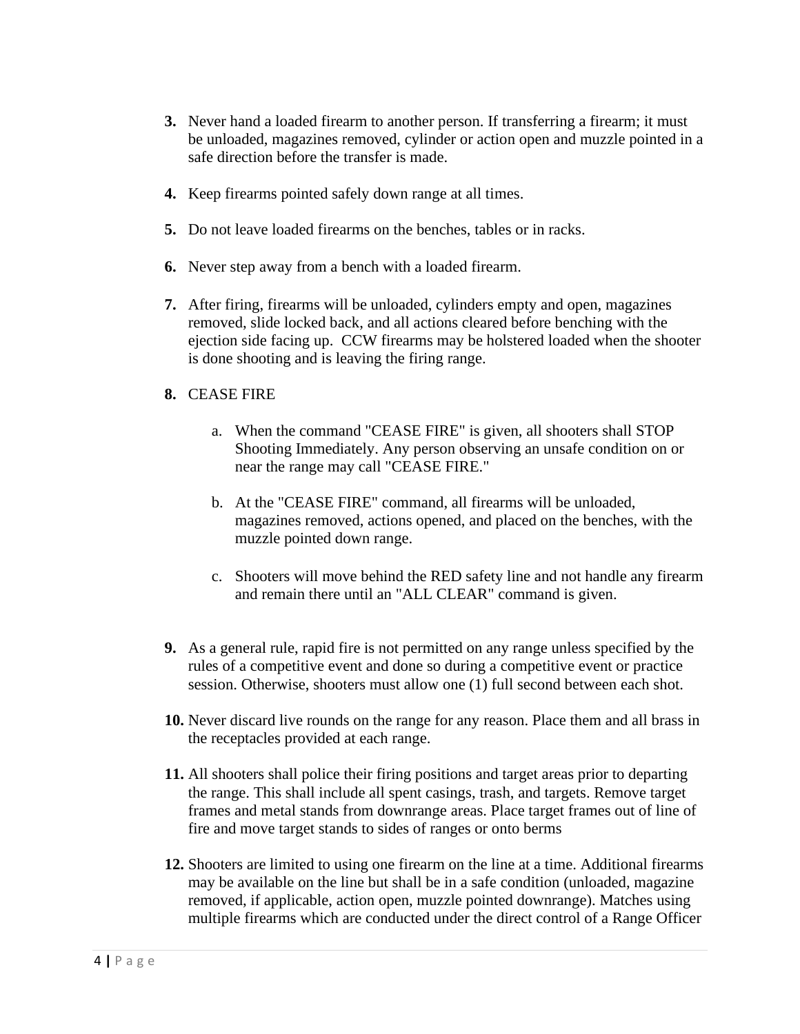3. Never hand a loaded firearm to another person. If transferring a firearm; it must be unloaded, magazines removed, cylinder or action open and muzzle pointed in a safe direction before the transfer is made.

4. Keep firearms pointed safely down range at all times.

5. Do not leave loaded firearms on the benches, tables or in racks.

6. Never step away from a bench with a loaded firearm.

7. After firing, firearms will be unloaded, cylinders empty and open, magazines removed, slide locked back, and all actions cleared before benching with the ejection side facing up.  CCW firearms may be holstered loaded when the shooter is done shooting and is leaving the firing range.

8. CEASE FIRE

    a. When the command "CEASE FIRE" is given, all shooters shall STOP Shooting Immediately. Any person observing an unsafe condition on or near the range may call "CEASE FIRE."

    b. At the "CEASE FIRE" command, all firearms will be unloaded, magazines removed, actions opened, and placed on the benches, with the muzzle pointed down range.

    c. Shooters will move behind the RED safety line and not handle any firearm and remain there until an "ALL CLEAR" command is given.

9. As a general rule, rapid fire is not permitted on any range unless specified by the rules of a competitive event and done so during a competitive event or practice session. Otherwise, shooters must allow one (1) full second between each shot.

10. Never discard live rounds on the range for any reason. Place them and all brass in the receptacles provided at each range.

11. All shooters shall police their firing positions and target areas prior to departing the range. This shall include all spent casings, trash, and targets. Remove target frames and metal stands from downrange areas. Place target frames out of line of fire and move target stands to sides of ranges or onto berms

12. Shooters are limited to using one firearm on the line at a time. Additional firearms may be available on the line but shall be in a safe condition (unloaded, magazine removed, if applicable, action open, muzzle pointed downrange). Matches using multiple firearms which are conducted under the direct control of a Range Officer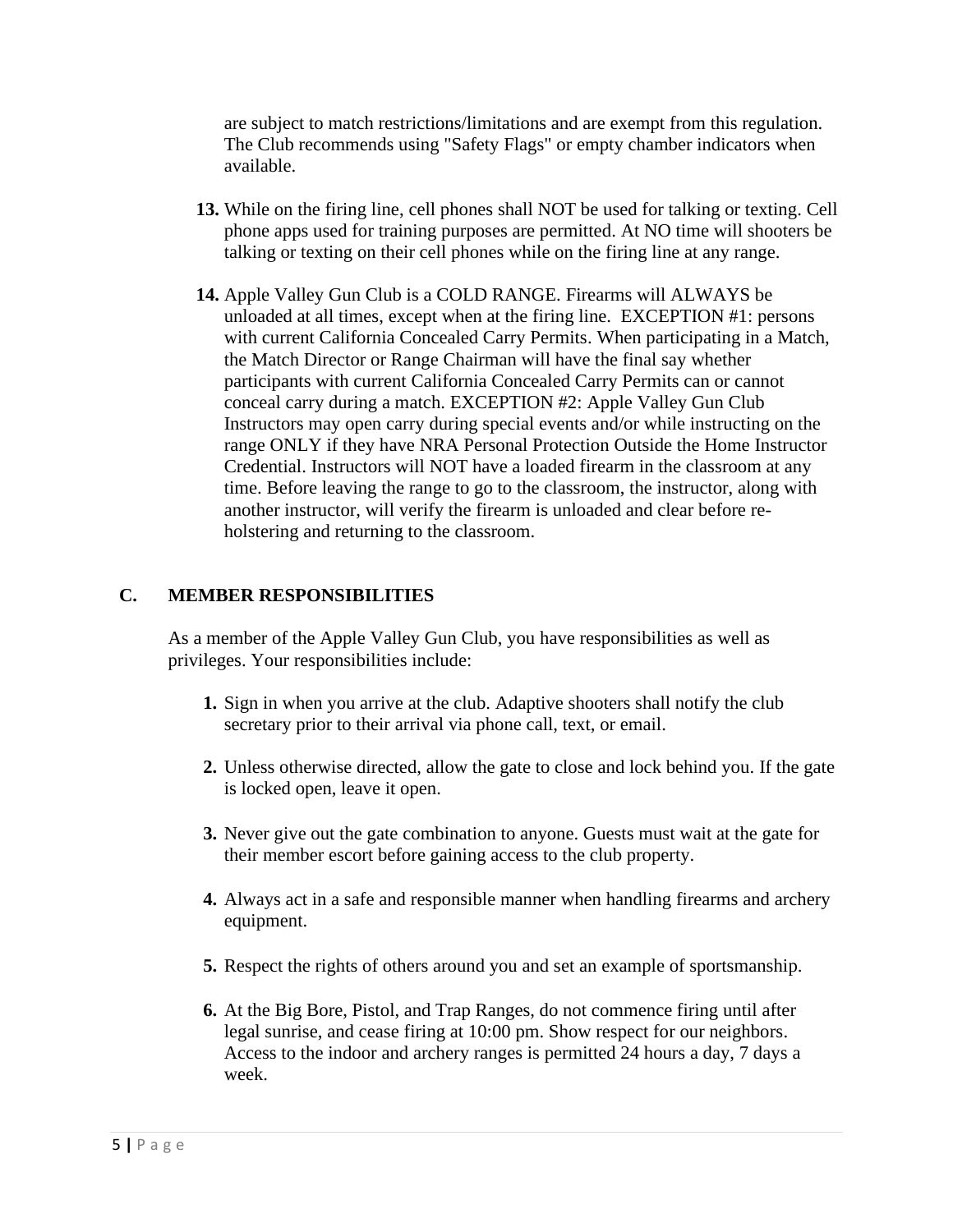are subject to match restrictions/limitations and are exempt from this regulation. The Club recommends using "Safety Flags" or empty chamber indicators when available.

13. While on the firing line, cell phones shall NOT be used for talking or texting. Cell phone apps used for training purposes are permitted. At NO time will shooters be talking or texting on their cell phones while on the firing line at any range.

14. Apple Valley Gun Club is a COLD RANGE. Firearms will ALWAYS be unloaded at all times, except when at the firing line. EXCEPTION #1: persons with current California Concealed Carry Permits. When participating in a Match, the Match Director or Range Chairman will have the final say whether participants with current California Concealed Carry Permits can or cannot conceal carry during a match. EXCEPTION #2: Apple Valley Gun Club Instructors may open carry during special events and/or while instructing on the range ONLY if they have NRA Personal Protection Outside the Home Instructor Credential. Instructors will NOT have a loaded firearm in the classroom at any time. Before leaving the range to go to the classroom, the instructor, along with another instructor, will verify the firearm is unloaded and clear before re-holstering and returning to the classroom.

## C. MEMBER RESPONSIBILITIES

As a member of the Apple Valley Gun Club, you have responsibilities as well as privileges. Your responsibilities include:

1. Sign in when you arrive at the club. Adaptive shooters shall notify the club secretary prior to their arrival via phone call, text, or email.

2. Unless otherwise directed, allow the gate to close and lock behind you. If the gate is locked open, leave it open.

3. Never give out the gate combination to anyone. Guests must wait at the gate for their member escort before gaining access to the club property.

4. Always act in a safe and responsible manner when handling firearms and archery equipment.

5. Respect the rights of others around you and set an example of sportsmanship.

6. At the Big Bore, Pistol, and Trap Ranges, do not commence firing until after legal sunrise, and cease firing at 10:00 pm. Show respect for our neighbors. Access to the indoor and archery ranges is permitted 24 hours a day, 7 days a week.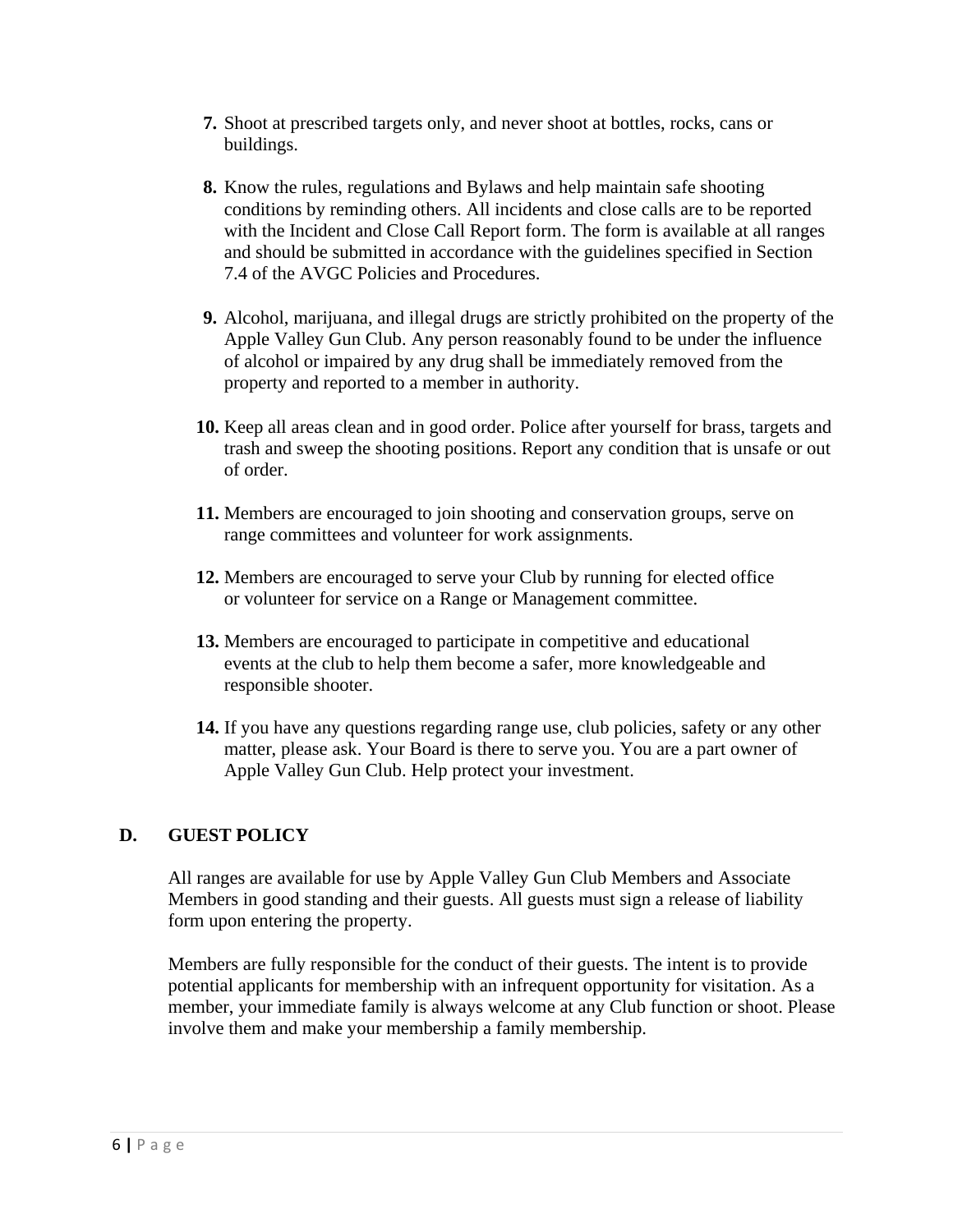7. Shoot at prescribed targets only, and never shoot at bottles, rocks, cans or buildings.

8. Know the rules, regulations and Bylaws and help maintain safe shooting conditions by reminding others. All incidents and close calls are to be reported with the Incident and Close Call Report form. The form is available at all ranges and should be submitted in accordance with the guidelines specified in Section 7.4 of the AVGC Policies and Procedures.

9. Alcohol, marijuana, and illegal drugs are strictly prohibited on the property of the Apple Valley Gun Club. Any person reasonably found to be under the influence of alcohol or impaired by any drug shall be immediately removed from the property and reported to a member in authority.

10. Keep all areas clean and in good order. Police after yourself for brass, targets and trash and sweep the shooting positions. Report any condition that is unsafe or out of order.

11. Members are encouraged to join shooting and conservation groups, serve on range committees and volunteer for work assignments.

12. Members are encouraged to serve your Club by running for elected office or volunteer for service on a Range or Management committee.

13. Members are encouraged to participate in competitive and educational events at the club to help them become a safer, more knowledgeable and responsible shooter.

14. If you have any questions regarding range use, club policies, safety or any other matter, please ask. Your Board is there to serve you. You are a part owner of Apple Valley Gun Club. Help protect your investment.

## D. GUEST POLICY

All ranges are available for use by Apple Valley Gun Club Members and Associate Members in good standing and their guests. All guests must sign a release of liability form upon entering the property.

Members are fully responsible for the conduct of their guests. The intent is to provide potential applicants for membership with an infrequent opportunity for visitation. As a member, your immediate family is always welcome at any Club function or shoot. Please involve them and make your membership a family membership.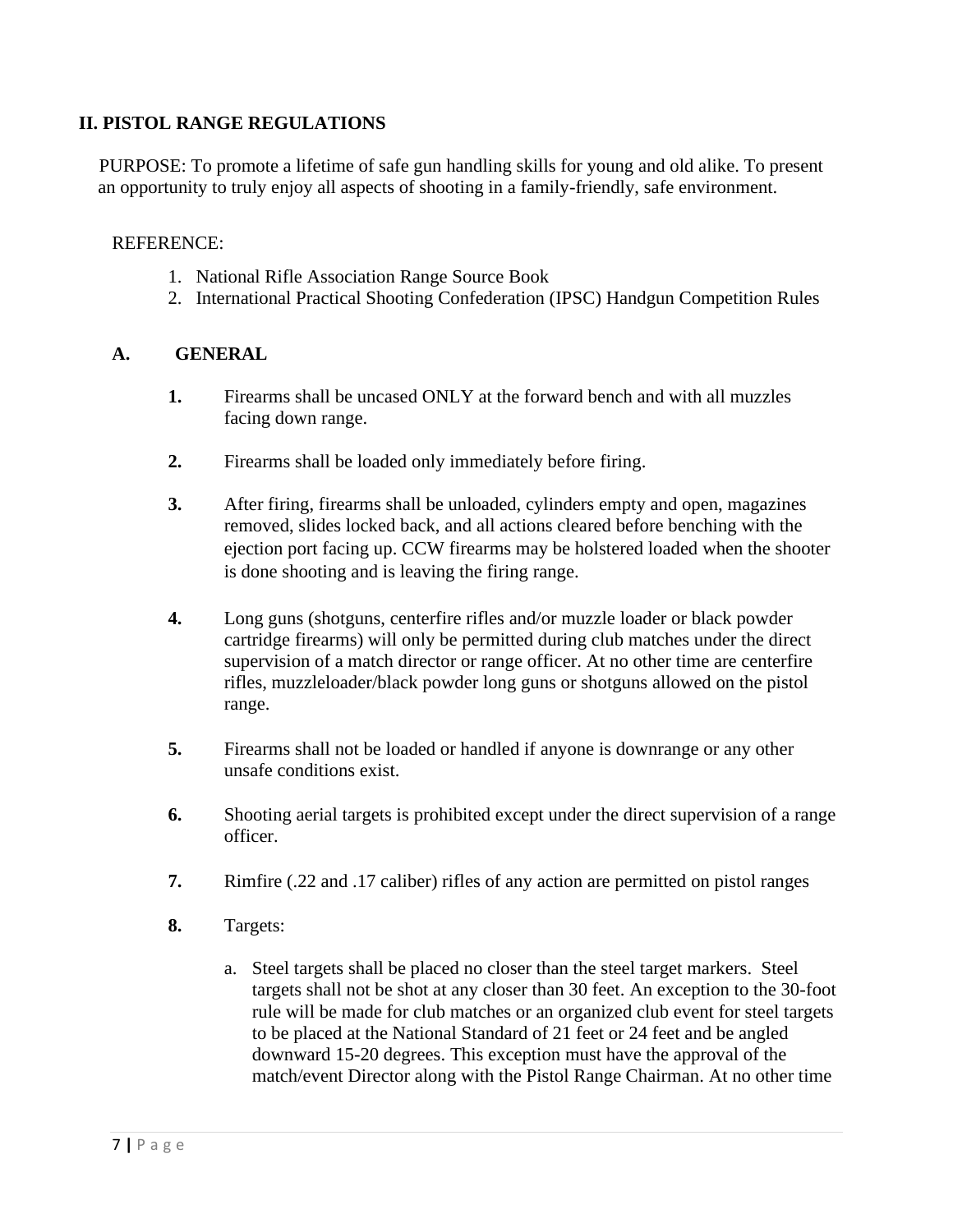## II. PISTOL RANGE REGULATIONS

PURPOSE: To promote a lifetime of safe gun handling skills for young and old alike. To present an opportunity to truly enjoy all aspects of shooting in a family-friendly, safe environment.

REFERENCE:

1. National Rifle Association Range Source Book
2. International Practical Shooting Confederation (IPSC) Handgun Competition Rules

### A. GENERAL

**1.** Firearms shall be uncased ONLY at the forward bench and with all muzzles facing down range.

**2.** Firearms shall be loaded only immediately before firing.

**3.** After firing, firearms shall be unloaded, cylinders empty and open, magazines removed, slides locked back, and all actions cleared before benching with the ejection port facing up. CCW firearms may be holstered loaded when the shooter is done shooting and is leaving the firing range.

**4.** Long guns (shotguns, centerfire rifles and/or muzzle loader or black powder cartridge firearms) will only be permitted during club matches under the direct supervision of a match director or range officer. At no other time are centerfire rifles, muzzleloader/black powder long guns or shotguns allowed on the pistol range.

**5.** Firearms shall not be loaded or handled if anyone is downrange or any other unsafe conditions exist.

**6.** Shooting aerial targets is prohibited except under the direct supervision of a range officer.

**7.** Rimfire (.22 and .17 caliber) rifles of any action are permitted on pistol ranges

**8.** Targets:

a. Steel targets shall be placed no closer than the steel target markers. Steel targets shall not be shot at any closer than 30 feet. An exception to the 30-foot rule will be made for club matches or an organized club event for steel targets to be placed at the National Standard of 21 feet or 24 feet and be angled downward 15-20 degrees. This exception must have the approval of the match/event Director along with the Pistol Range Chairman. At no other time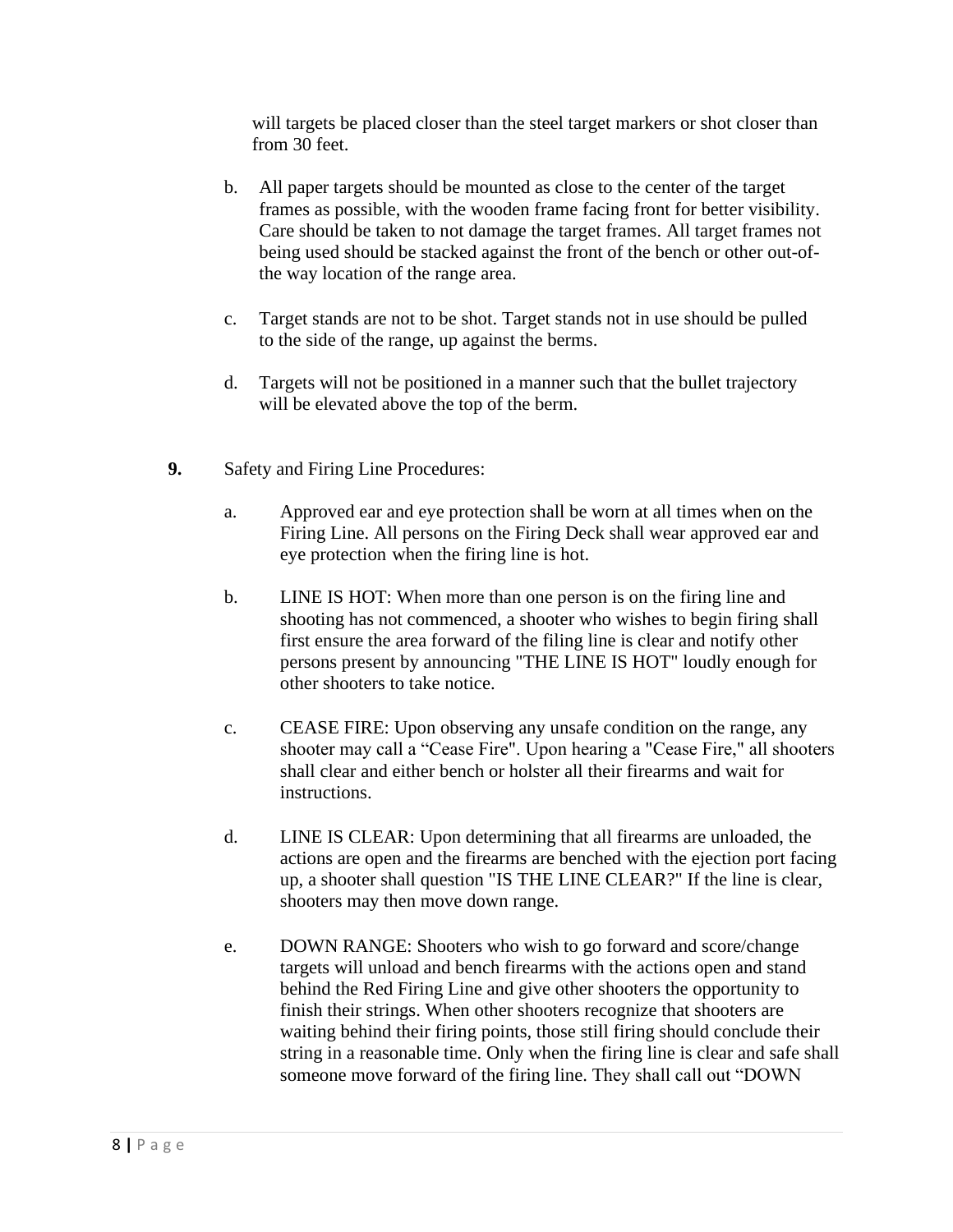will targets be placed closer than the steel target markers or shot closer than from 30 feet.

b. All paper targets should be mounted as close to the center of the target frames as possible, with the wooden frame facing front for better visibility. Care should be taken to not damage the target frames. All target frames not being used should be stacked against the front of the bench or other out-of-the way location of the range area.

c. Target stands are not to be shot. Target stands not in use should be pulled to the side of the range, up against the berms.

d. Targets will not be positioned in a manner such that the bullet trajectory will be elevated above the top of the berm.

**9.** Safety and Firing Line Procedures:

a. Approved ear and eye protection shall be worn at all times when on the Firing Line. All persons on the Firing Deck shall wear approved ear and eye protection when the firing line is hot.

b. LINE IS HOT: When more than one person is on the firing line and shooting has not commenced, a shooter who wishes to begin firing shall first ensure the area forward of the filing line is clear and notify other persons present by announcing "THE LINE IS HOT" loudly enough for other shooters to take notice.

c. CEASE FIRE: Upon observing any unsafe condition on the range, any shooter may call a "Cease Fire". Upon hearing a "Cease Fire," all shooters shall clear and either bench or holster all their firearms and wait for instructions.

d. LINE IS CLEAR: Upon determining that all firearms are unloaded, the actions are open and the firearms are benched with the ejection port facing up, a shooter shall question "IS THE LINE CLEAR?" If the line is clear, shooters may then move down range.

e. DOWN RANGE: Shooters who wish to go forward and score/change targets will unload and bench firearms with the actions open and stand behind the Red Firing Line and give other shooters the opportunity to finish their strings. When other shooters recognize that shooters are waiting behind their firing points, those still firing should conclude their string in a reasonable time. Only when the firing line is clear and safe shall someone move forward of the firing line. They shall call out "DOWN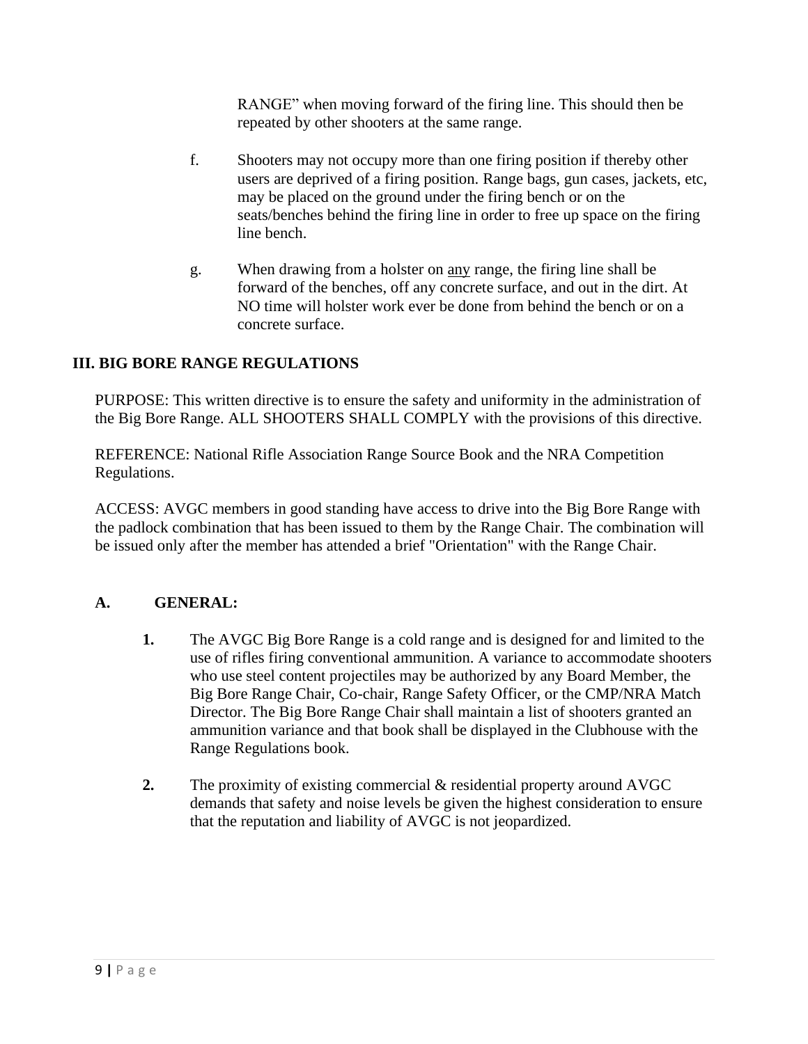RANGE" when moving forward of the firing line. This should then be repeated by other shooters at the same range.

f. Shooters may not occupy more than one firing position if thereby other users are deprived of a firing position. Range bags, gun cases, jackets, etc, may be placed on the ground under the firing bench or on the seats/benches behind the firing line in order to free up space on the firing line bench.

g. When drawing from a holster on <u>any</u> range, the firing line shall be forward of the benches, off any concrete surface, and out in the dirt. At NO time will holster work ever be done from behind the bench or on a concrete surface.

## III. BIG BORE RANGE REGULATIONS

PURPOSE: This written directive is to ensure the safety and uniformity in the administration of the Big Bore Range. ALL SHOOTERS SHALL COMPLY with the provisions of this directive.

REFERENCE: National Rifle Association Range Source Book and the NRA Competition Regulations.

ACCESS: AVGC members in good standing have access to drive into the Big Bore Range with the padlock combination that has been issued to them by the Range Chair. The combination will be issued only after the member has attended a brief "Orientation" with the Range Chair.

### A. GENERAL:

**1.** The AVGC Big Bore Range is a cold range and is designed for and limited to the use of rifles firing conventional ammunition. A variance to accommodate shooters who use steel content projectiles may be authorized by any Board Member, the Big Bore Range Chair, Co-chair, Range Safety Officer, or the CMP/NRA Match Director. The Big Bore Range Chair shall maintain a list of shooters granted an ammunition variance and that book shall be displayed in the Clubhouse with the Range Regulations book.

**2.** The proximity of existing commercial & residential property around AVGC demands that safety and noise levels be given the highest consideration to ensure that the reputation and liability of AVGC is not jeopardized.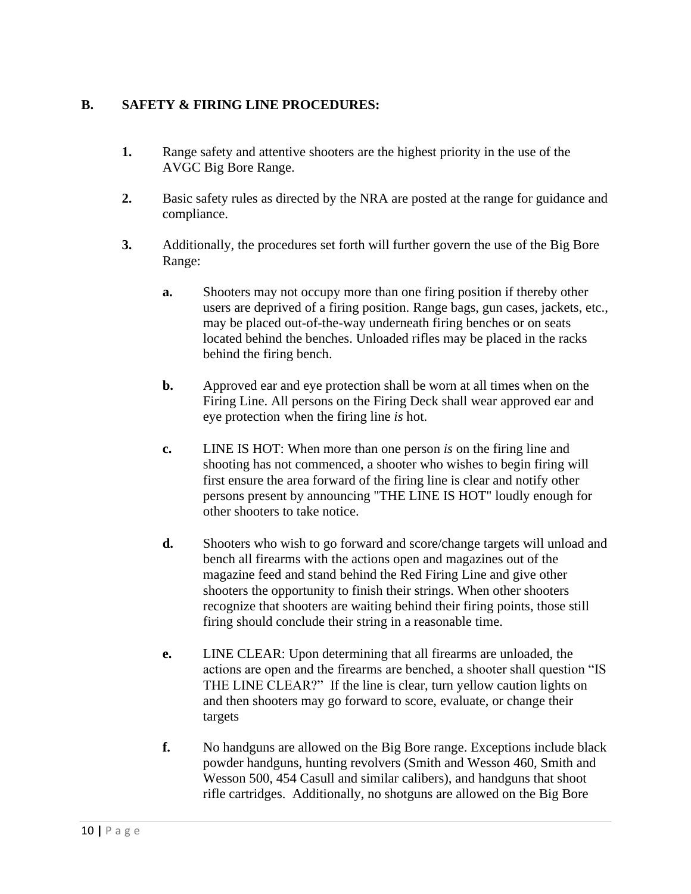**B. SAFETY & FIRING LINE PROCEDURES:**

1. Range safety and attentive shooters are the highest priority in the use of the AVGC Big Bore Range.

2. Basic safety rules as directed by the NRA are posted at the range for guidance and compliance.

3. Additionally, the procedures set forth will further govern the use of the Big Bore Range:

   **a.** Shooters may not occupy more than one firing position if thereby other users are deprived of a firing position. Range bags, gun cases, jackets, etc., may be placed out-of-the-way underneath firing benches or on seats located behind the benches. Unloaded rifles may be placed in the racks behind the firing bench.

   **b.** Approved ear and eye protection shall be worn at all times when on the Firing Line. All persons on the Firing Deck shall wear approved ear and eye protection when the firing line *is* hot.

   **c.** LINE IS HOT: When more than one person *is* on the firing line and shooting has not commenced, a shooter who wishes to begin firing will first ensure the area forward of the firing line is clear and notify other persons present by announcing "THE LINE IS HOT" loudly enough for other shooters to take notice.

   **d.** Shooters who wish to go forward and score/change targets will unload and bench all firearms with the actions open and magazines out of the magazine feed and stand behind the Red Firing Line and give other shooters the opportunity to finish their strings. When other shooters recognize that shooters are waiting behind their firing points, those still firing should conclude their string in a reasonable time.

   **e.** LINE CLEAR: Upon determining that all firearms are unloaded, the actions are open and the firearms are benched, a shooter shall question "IS THE LINE CLEAR?" If the line is clear, turn yellow caution lights on and then shooters may go forward to score, evaluate, or change their targets

   **f.** No handguns are allowed on the Big Bore range. Exceptions include black powder handguns, hunting revolvers (Smith and Wesson 460, Smith and Wesson 500, 454 Casull and similar calibers), and handguns that shoot rifle cartridges. Additionally, no shotguns are allowed on the Big Bore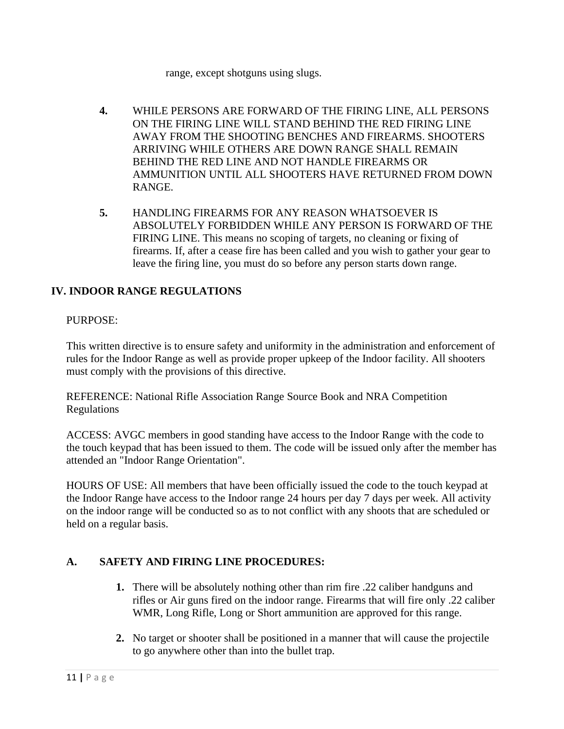range, except shotguns using slugs.

4. WHILE PERSONS ARE FORWARD OF THE FIRING LINE, ALL PERSONS ON THE FIRING LINE WILL STAND BEHIND THE RED FIRING LINE AWAY FROM THE SHOOTING BENCHES AND FIREARMS. SHOOTERS ARRIVING WHILE OTHERS ARE DOWN RANGE SHALL REMAIN BEHIND THE RED LINE AND NOT HANDLE FIREARMS OR AMMUNITION UNTIL ALL SHOOTERS HAVE RETURNED FROM DOWN RANGE.

5. HANDLING FIREARMS FOR ANY REASON WHATSOEVER IS ABSOLUTELY FORBIDDEN WHILE ANY PERSON IS FORWARD OF THE FIRING LINE. This means no scoping of targets, no cleaning or fixing of firearms. If, after a cease fire has been called and you wish to gather your gear to leave the firing line, you must do so before any person starts down range.

## IV. INDOOR RANGE REGULATIONS

PURPOSE:

This written directive is to ensure safety and uniformity in the administration and enforcement of rules for the Indoor Range as well as provide proper upkeep of the Indoor facility. All shooters must comply with the provisions of this directive.

REFERENCE: National Rifle Association Range Source Book and NRA Competition Regulations

ACCESS: AVGC members in good standing have access to the Indoor Range with the code to the touch keypad that has been issued to them. The code will be issued only after the member has attended an "Indoor Range Orientation".

HOURS OF USE: All members that have been officially issued the code to the touch keypad at the Indoor Range have access to the Indoor range 24 hours per day 7 days per week. All activity on the indoor range will be conducted so as to not conflict with any shoots that are scheduled or held on a regular basis.

### A. SAFETY AND FIRING LINE PROCEDURES:

1. There will be absolutely nothing other than rim fire .22 caliber handguns and rifles or Air guns fired on the indoor range. Firearms that will fire only .22 caliber WMR, Long Rifle, Long or Short ammunition are approved for this range.

2. No target or shooter shall be positioned in a manner that will cause the projectile to go anywhere other than into the bullet trap.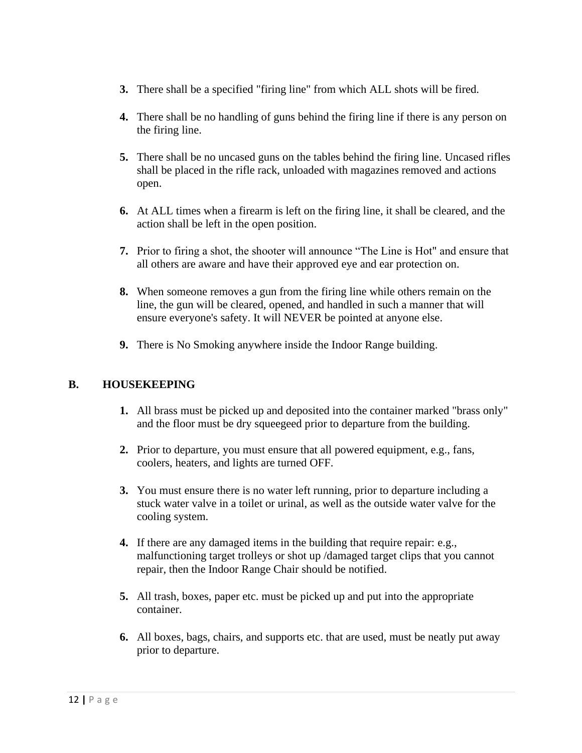3. There shall be a specified "firing line" from which ALL shots will be fired.

4. There shall be no handling of guns behind the firing line if there is any person on the firing line.

5. There shall be no uncased guns on the tables behind the firing line. Uncased rifles shall be placed in the rifle rack, unloaded with magazines removed and actions open.

6. At ALL times when a firearm is left on the firing line, it shall be cleared, and the action shall be left in the open position.

7. Prior to firing a shot, the shooter will announce “The Line is Hot" and ensure that all others are aware and have their approved eye and ear protection on.

8. When someone removes a gun from the firing line while others remain on the line, the gun will be cleared, opened, and handled in such a manner that will ensure everyone's safety. It will NEVER be pointed at anyone else.

9. There is No Smoking anywhere inside the Indoor Range building.

## B. HOUSEKEEPING

1. All brass must be picked up and deposited into the container marked "brass only" and the floor must be dry squeegeed prior to departure from the building.

2. Prior to departure, you must ensure that all powered equipment, e.g., fans, coolers, heaters, and lights are turned OFF.

3. You must ensure there is no water left running, prior to departure including a stuck water valve in a toilet or urinal, as well as the outside water valve for the cooling system.

4. If there are any damaged items in the building that require repair: e.g., malfunctioning target trolleys or shot up /damaged target clips that you cannot repair, then the Indoor Range Chair should be notified.

5. All trash, boxes, paper etc. must be picked up and put into the appropriate container.

6. All boxes, bags, chairs, and supports etc. that are used, must be neatly put away prior to departure.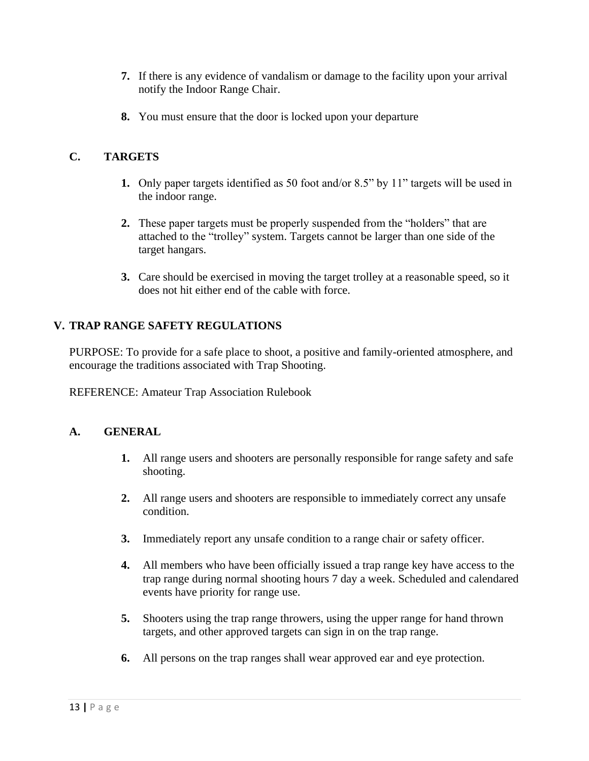7. If there is any evidence of vandalism or damage to the facility upon your arrival notify the Indoor Range Chair.

8. You must ensure that the door is locked upon your departure

### C. TARGETS

1. Only paper targets identified as 50 foot and/or 8.5” by 11” targets will be used in the indoor range.

2. These paper targets must be properly suspended from the “holders” that are attached to the “trolley” system. Targets cannot be larger than one side of the target hangars.

3. Care should be exercised in moving the target trolley at a reasonable speed, so it does not hit either end of the cable with force.

## V. TRAP RANGE SAFETY REGULATIONS

PURPOSE: To provide for a safe place to shoot, a positive and family-oriented atmosphere, and encourage the traditions associated with Trap Shooting.

REFERENCE: Amateur Trap Association Rulebook

### A. GENERAL

1. All range users and shooters are personally responsible for range safety and safe shooting.

2. All range users and shooters are responsible to immediately correct any unsafe condition.

3. Immediately report any unsafe condition to a range chair or safety officer.

4. All members who have been officially issued a trap range key have access to the trap range during normal shooting hours 7 day a week. Scheduled and calendared events have priority for range use.

5. Shooters using the trap range throwers, using the upper range for hand thrown targets, and other approved targets can sign in on the trap range.

6. All persons on the trap ranges shall wear approved ear and eye protection.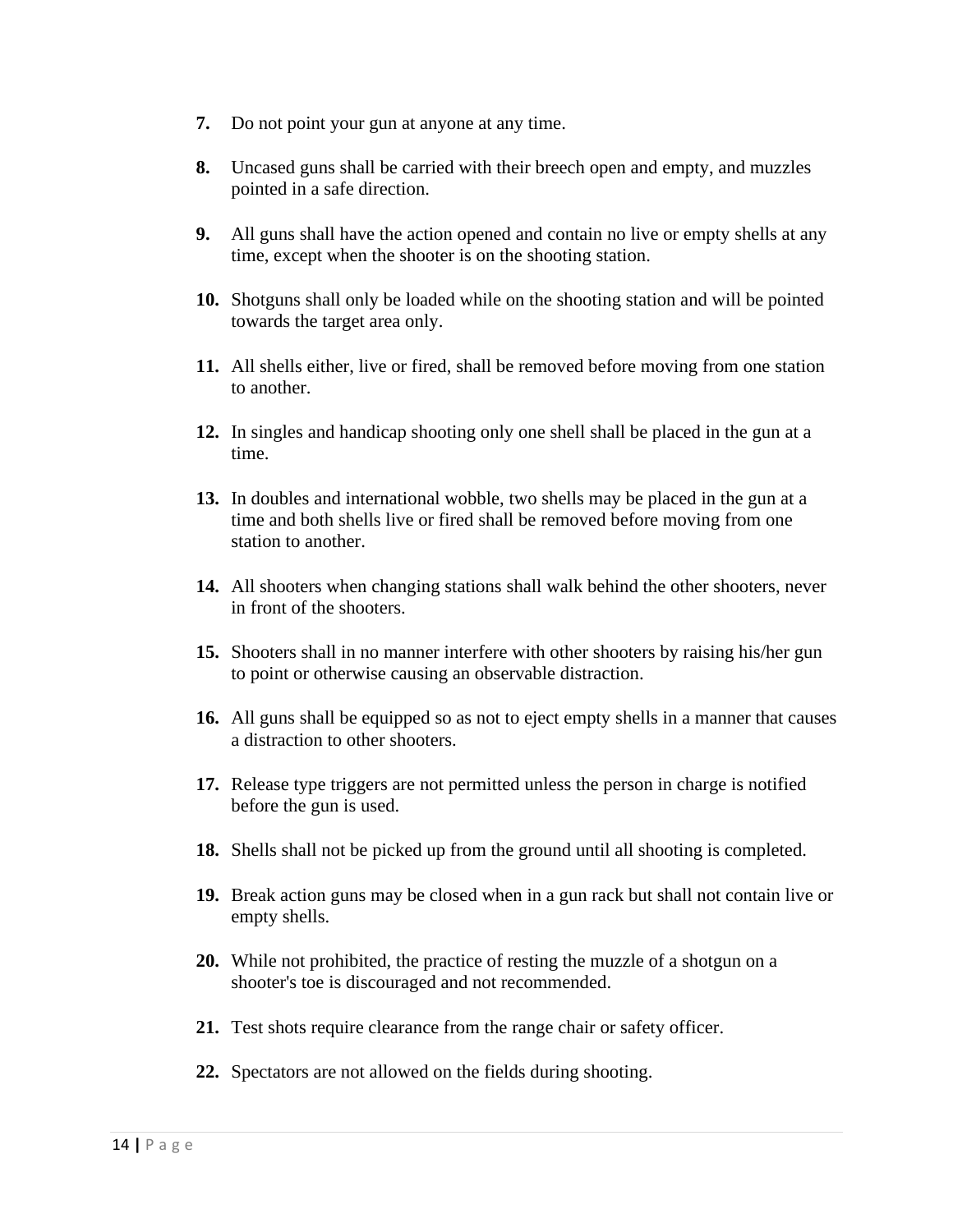7. Do not point your gun at anyone at any time.

8. Uncased guns shall be carried with their breech open and empty, and muzzles pointed in a safe direction.

9. All guns shall have the action opened and contain no live or empty shells at any time, except when the shooter is on the shooting station.

10. Shotguns shall only be loaded while on the shooting station and will be pointed towards the target area only.

11. All shells either, live or fired, shall be removed before moving from one station to another.

12. In singles and handicap shooting only one shell shall be placed in the gun at a time.

13. In doubles and international wobble, two shells may be placed in the gun at a time and both shells live or fired shall be removed before moving from one station to another.

14. All shooters when changing stations shall walk behind the other shooters, never in front of the shooters.

15. Shooters shall in no manner interfere with other shooters by raising his/her gun to point or otherwise causing an observable distraction.

16. All guns shall be equipped so as not to eject empty shells in a manner that causes a distraction to other shooters.

17. Release type triggers are not permitted unless the person in charge is notified before the gun is used.

18. Shells shall not be picked up from the ground until all shooting is completed.

19. Break action guns may be closed when in a gun rack but shall not contain live or empty shells.

20. While not prohibited, the practice of resting the muzzle of a shotgun on a shooter's toe is discouraged and not recommended.

21. Test shots require clearance from the range chair or safety officer.

22. Spectators are not allowed on the fields during shooting.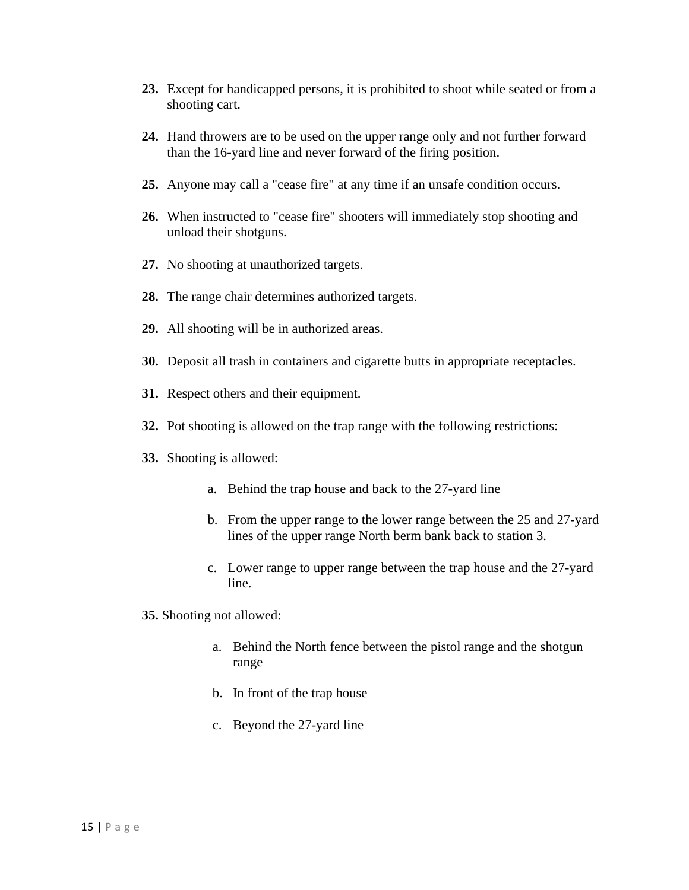**23.** Except for handicapped persons, it is prohibited to shoot while seated or from a shooting cart.

**24.** Hand throwers are to be used on the upper range only and not further forward than the 16-yard line and never forward of the firing position.

**25.** Anyone may call a "cease fire" at any time if an unsafe condition occurs.

**26.** When instructed to "cease fire" shooters will immediately stop shooting and unload their shotguns.

**27.** No shooting at unauthorized targets.

**28.** The range chair determines authorized targets.

**29.** All shooting will be in authorized areas.

**30.** Deposit all trash in containers and cigarette butts in appropriate receptacles.

**31.** Respect others and their equipment.

**32.** Pot shooting is allowed on the trap range with the following restrictions:

**33.** Shooting is allowed:

a. Behind the trap house and back to the 27-yard line

b. From the upper range to the lower range between the 25 and 27-yard lines of the upper range North berm bank back to station 3.

c. Lower range to upper range between the trap house and the 27-yard line.

**35.** Shooting not allowed:

a. Behind the North fence between the pistol range and the shotgun range

b. In front of the trap house

c. Beyond the 27-yard line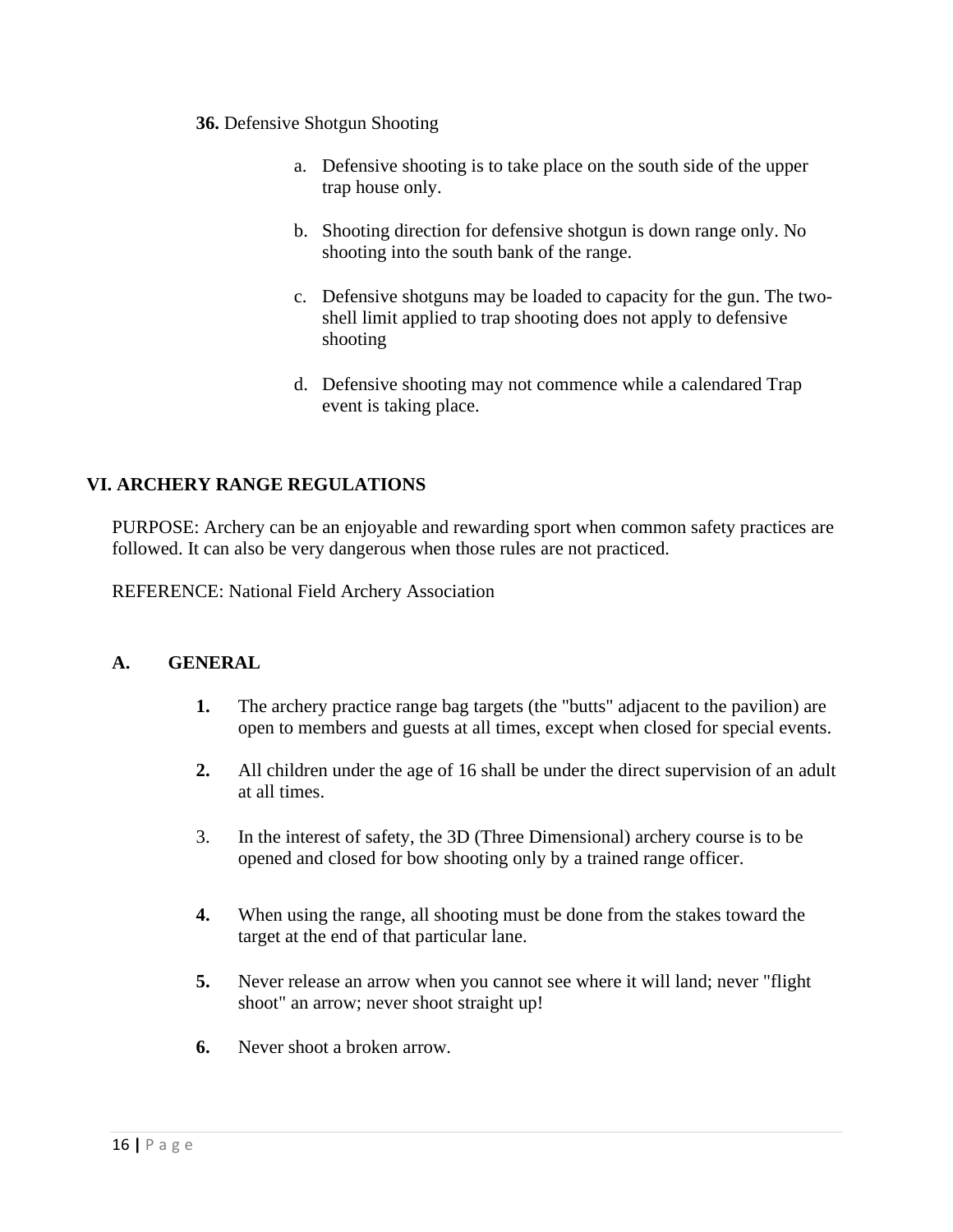**36.** Defensive Shotgun Shooting

a. Defensive shooting is to take place on the south side of the upper trap house only.

b. Shooting direction for defensive shotgun is down range only. No shooting into the south bank of the range.

c. Defensive shotguns may be loaded to capacity for the gun. The two-shell limit applied to trap shooting does not apply to defensive shooting

d. Defensive shooting may not commence while a calendared Trap event is taking place.

## VI. ARCHERY RANGE REGULATIONS

PURPOSE: Archery can be an enjoyable and rewarding sport when common safety practices are followed. It can also be very dangerous when those rules are not practiced.

REFERENCE: National Field Archery Association

### A. GENERAL

**1.** The archery practice range bag targets (the "butts" adjacent to the pavilion) are open to members and guests at all times, except when closed for special events.

**2.** All children under the age of 16 shall be under the direct supervision of an adult at all times.

3. In the interest of safety, the 3D (Three Dimensional) archery course is to be opened and closed for bow shooting only by a trained range officer.

**4.** When using the range, all shooting must be done from the stakes toward the target at the end of that particular lane.

**5.** Never release an arrow when you cannot see where it will land; never "flight shoot" an arrow; never shoot straight up!

**6.** Never shoot a broken arrow.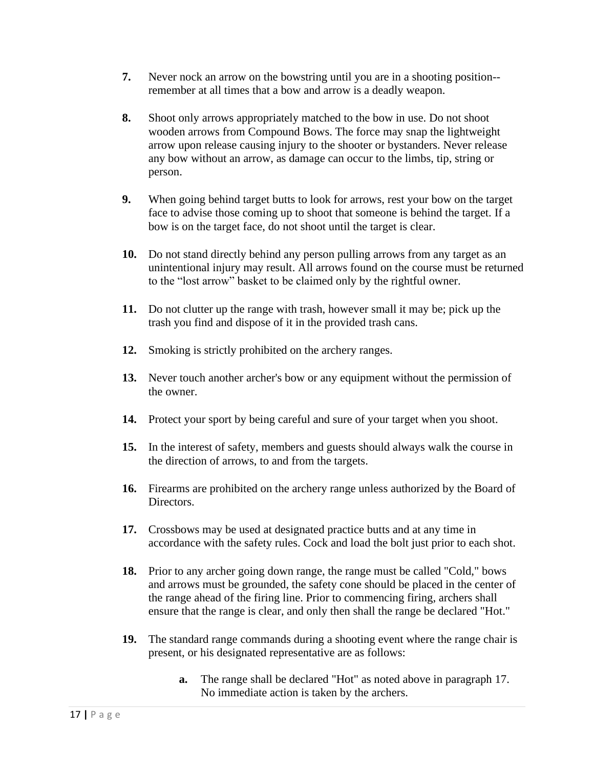**7.** Never nock an arrow on the bowstring until you are in a shooting position--remember at all times that a bow and arrow is a deadly weapon.

**8.** Shoot only arrows appropriately matched to the bow in use. Do not shoot wooden arrows from Compound Bows. The force may snap the lightweight arrow upon release causing injury to the shooter or bystanders. Never release any bow without an arrow, as damage can occur to the limbs, tip, string or person.

**9.** When going behind target butts to look for arrows, rest your bow on the target face to advise those coming up to shoot that someone is behind the target. If a bow is on the target face, do not shoot until the target is clear.

**10.** Do not stand directly behind any person pulling arrows from any target as an unintentional injury may result. All arrows found on the course must be returned to the "lost arrow" basket to be claimed only by the rightful owner.

**11.** Do not clutter up the range with trash, however small it may be; pick up the trash you find and dispose of it in the provided trash cans.

**12.** Smoking is strictly prohibited on the archery ranges.

**13.** Never touch another archer's bow or any equipment without the permission of the owner.

**14.** Protect your sport by being careful and sure of your target when you shoot.

**15.** In the interest of safety, members and guests should always walk the course in the direction of arrows, to and from the targets.

**16.** Firearms are prohibited on the archery range unless authorized by the Board of Directors.

**17.** Crossbows may be used at designated practice butts and at any time in accordance with the safety rules. Cock and load the bolt just prior to each shot.

**18.** Prior to any archer going down range, the range must be called "Cold," bows and arrows must be grounded, the safety cone should be placed in the center of the range ahead of the firing line. Prior to commencing firing, archers shall ensure that the range is clear, and only then shall the range be declared "Hot."

**19.** The standard range commands during a shooting event where the range chair is present, or his designated representative are as follows:

> **a.** The range shall be declared "Hot" as noted above in paragraph 17. No immediate action is taken by the archers.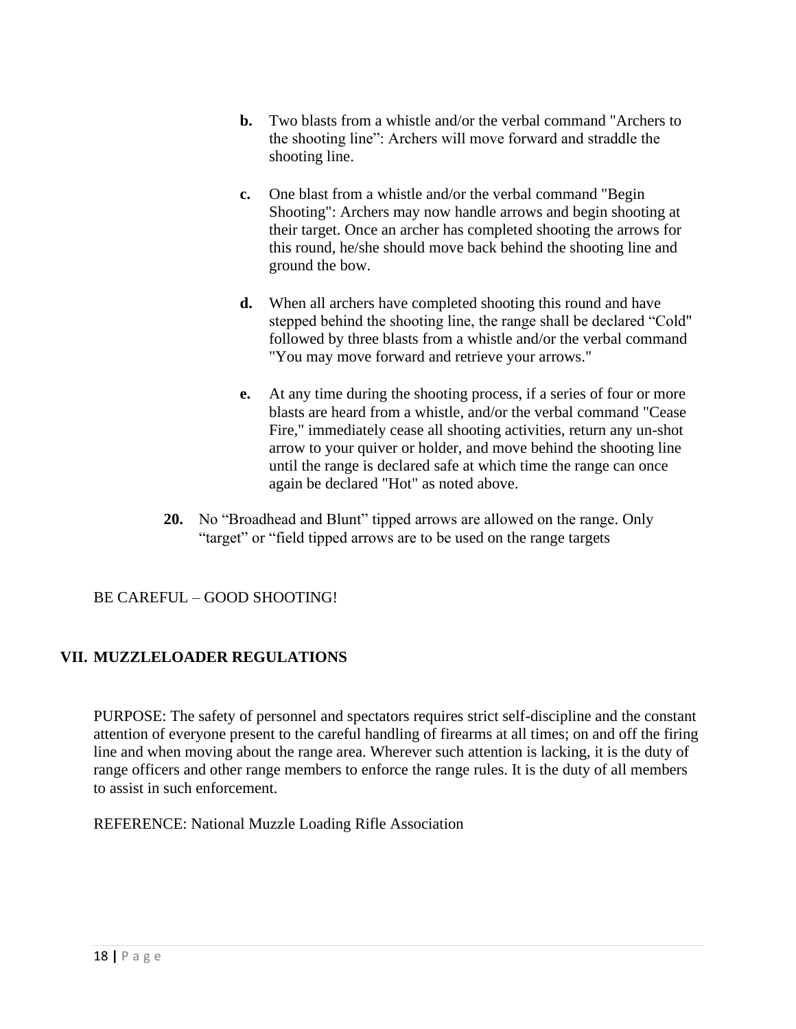b. Two blasts from a whistle and/or the verbal command "Archers to the shooting line": Archers will move forward and straddle the shooting line.

c. One blast from a whistle and/or the verbal command "Begin Shooting": Archers may now handle arrows and begin shooting at their target. Once an archer has completed shooting the arrows for this round, he/she should move back behind the shooting line and ground the bow.

d. When all archers have completed shooting this round and have stepped behind the shooting line, the range shall be declared "Cold" followed by three blasts from a whistle and/or the verbal command "You may move forward and retrieve your arrows."

e. At any time during the shooting process, if a series of four or more blasts are heard from a whistle, and/or the verbal command "Cease Fire," immediately cease all shooting activities, return any un-shot arrow to your quiver or holder, and move behind the shooting line until the range is declared safe at which time the range can once again be declared "Hot" as noted above.

20. No "Broadhead and Blunt" tipped arrows are allowed on the range. Only "target" or "field tipped arrows are to be used on the range targets

BE CAREFUL – GOOD SHOOTING!

## VII. MUZZLELOADER REGULATIONS

PURPOSE: The safety of personnel and spectators requires strict self-discipline and the constant attention of everyone present to the careful handling of firearms at all times; on and off the firing line and when moving about the range area. Wherever such attention is lacking, it is the duty of range officers and other range members to enforce the range rules. It is the duty of all members to assist in such enforcement.

REFERENCE: National Muzzle Loading Rifle Association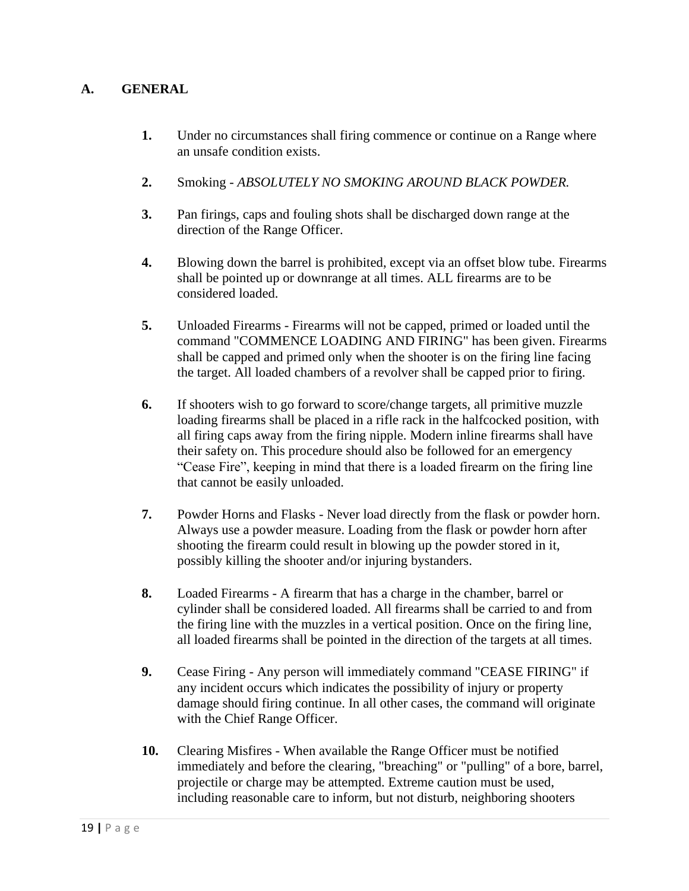## A. GENERAL

1. Under no circumstances shall firing commence or continue on a Range where an unsafe condition exists.

2. Smoking - *ABSOLUTELY NO SMOKING AROUND BLACK POWDER.*

3. Pan firings, caps and fouling shots shall be discharged down range at the direction of the Range Officer.

4. Blowing down the barrel is prohibited, except via an offset blow tube. Firearms shall be pointed up or downrange at all times. ALL firearms are to be considered loaded.

5. Unloaded Firearms - Firearms will not be capped, primed or loaded until the command "COMMENCE LOADING AND FIRING" has been given. Firearms shall be capped and primed only when the shooter is on the firing line facing the target. All loaded chambers of a revolver shall be capped prior to firing.

6. If shooters wish to go forward to score/change targets, all primitive muzzle loading firearms shall be placed in a rifle rack in the halfcocked position, with all firing caps away from the firing nipple. Modern inline firearms shall have their safety on. This procedure should also be followed for an emergency "Cease Fire", keeping in mind that there is a loaded firearm on the firing line that cannot be easily unloaded.

7. Powder Horns and Flasks - Never load directly from the flask or powder horn. Always use a powder measure. Loading from the flask or powder horn after shooting the firearm could result in blowing up the powder stored in it, possibly killing the shooter and/or injuring bystanders.

8. Loaded Firearms - A firearm that has a charge in the chamber, barrel or cylinder shall be considered loaded. All firearms shall be carried to and from the firing line with the muzzles in a vertical position. Once on the firing line, all loaded firearms shall be pointed in the direction of the targets at all times.

9. Cease Firing - Any person will immediately command "CEASE FIRING" if any incident occurs which indicates the possibility of injury or property damage should firing continue. In all other cases, the command will originate with the Chief Range Officer.

10. Clearing Misfires - When available the Range Officer must be notified immediately and before the clearing, "breaching" or "pulling" of a bore, barrel, projectile or charge may be attempted. Extreme caution must be used, including reasonable care to inform, but not disturb, neighboring shooters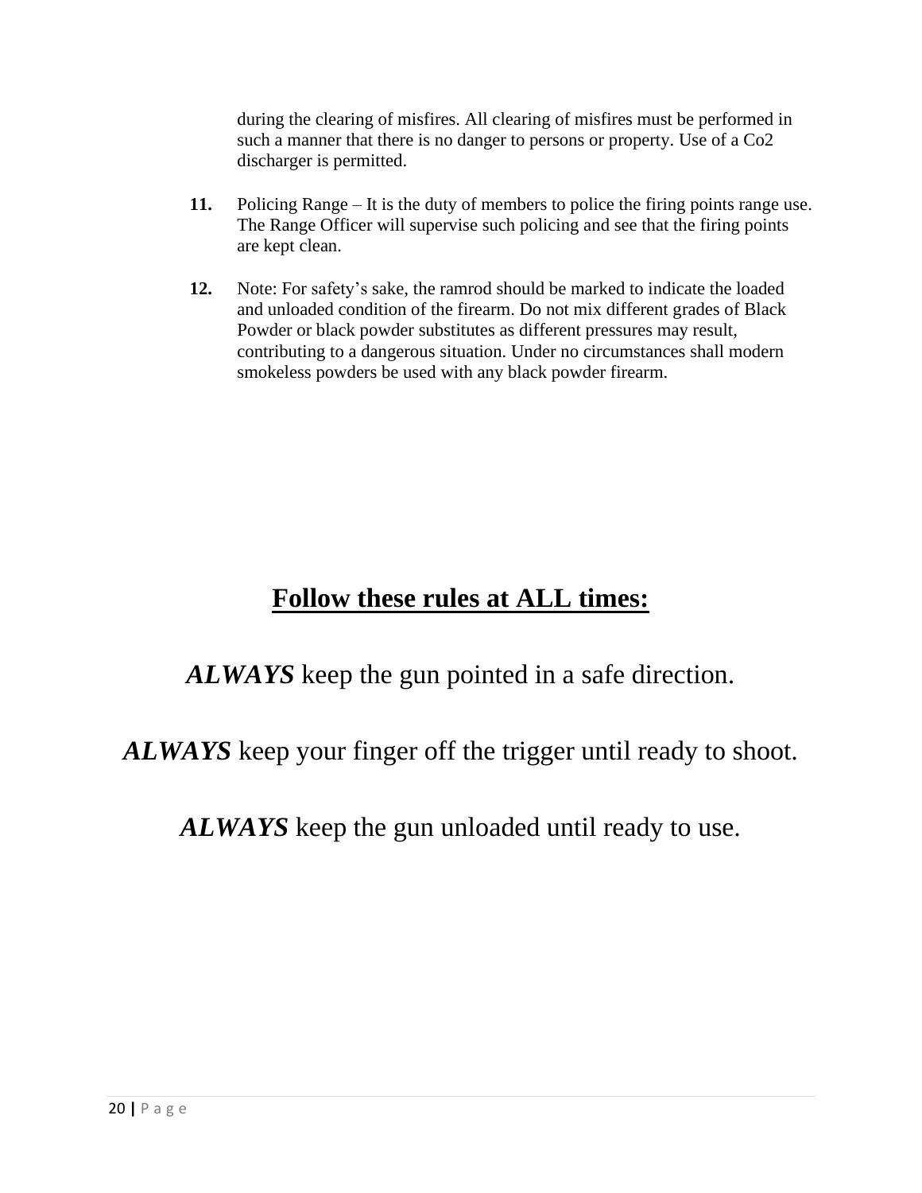during the clearing of misfires. All clearing of misfires must be performed in such a manner that there is no danger to persons or property. Use of a Co2 discharger is permitted.

**11.** Policing Range – It is the duty of members to police the firing points range use. The Range Officer will supervise such policing and see that the firing points are kept clean.

**12.** Note: For safety's sake, the ramrod should be marked to indicate the loaded and unloaded condition of the firearm. Do not mix different grades of Black Powder or black powder substitutes as different pressures may result, contributing to a dangerous situation. Under no circumstances shall modern smokeless powders be used with any black powder firearm.

## Follow these rules at ALL times:

***ALWAYS*** keep the gun pointed in a safe direction.

***ALWAYS*** keep your finger off the trigger until ready to shoot.

***ALWAYS*** keep the gun unloaded until ready to use.